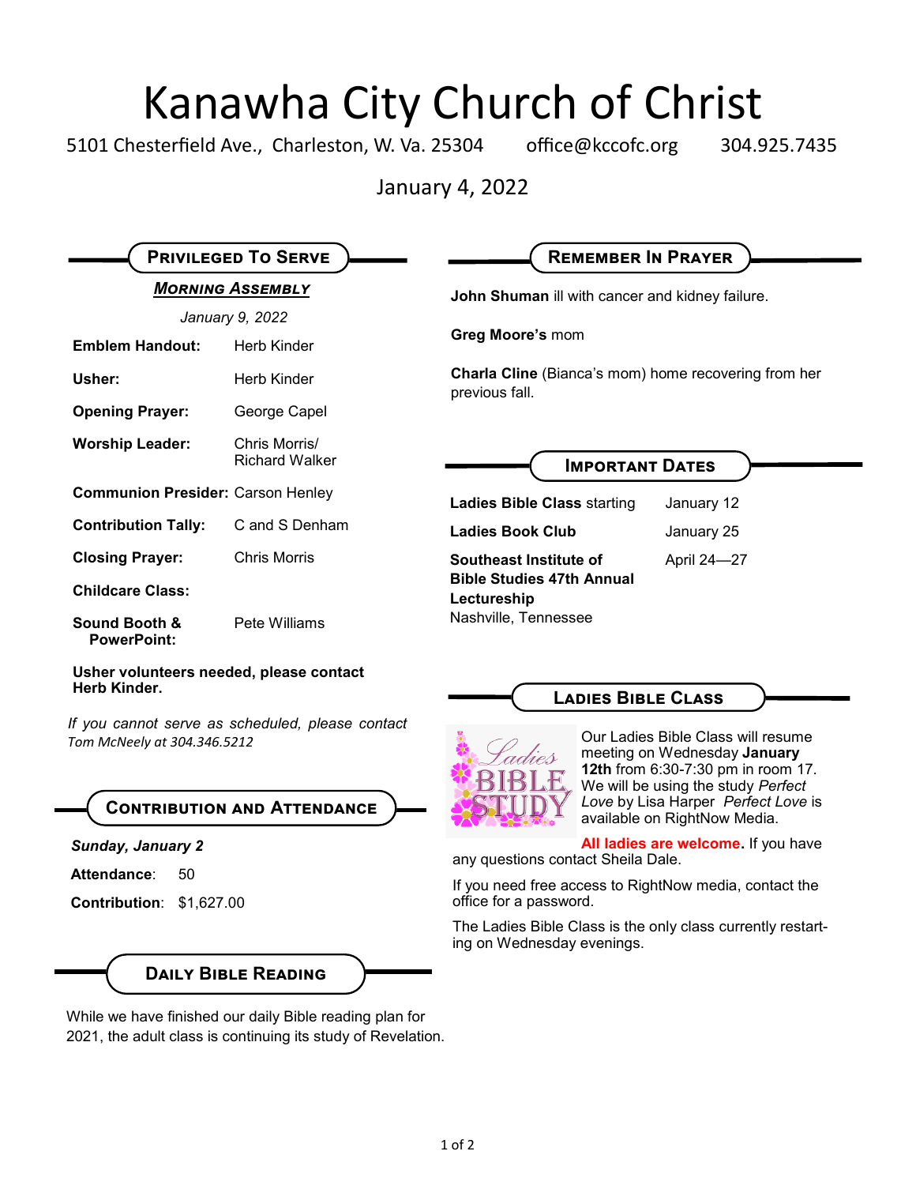# Kanawha City Church of Christ

5101 Chesterfield Ave., Charleston, W. Va. 25304 office@kccofc.org 304.925.7435

January 4, 2022

## Privileged To Serve

### *Morning Assembly*

*January 9, 2022*

| | |
|---|---|
| **Emblem Handout:** | Herb Kinder |
| **Usher:** | Herb Kinder |
| **Opening Prayer:** | George Capel |
| **Worship Leader:** | Chris Morris/ Richard Walker |
| **Communion Presider:** | Carson Henley |
| **Contribution Tally:** | C and S Denham |
| **Closing Prayer:** | Chris Morris |
| **Childcare Class:** | |
| **Sound Booth & PowerPoint:** | Pete Williams |

**Usher volunteers needed, please contact Herb Kinder.**

*If you cannot serve as scheduled, please contact Tom McNeely at 304.346.5212*

## Contribution and Attendance

***Sunday, January 2***

**Attendance**: 50

**Contribution**: $1,627.00

## Daily Bible Reading

While we have finished our daily Bible reading plan for 2021, the adult class is continuing its study of Revelation.

## Remember In Prayer

**John Shuman** ill with cancer and kidney failure.

**Greg Moore's** mom

**Charla Cline** (Bianca's mom) home recovering from her previous fall.

## Important Dates

| | |
|---|---|
| **Ladies Bible Class** starting | January 12 |
| **Ladies Book Club** | January 25 |
| **Southeast Institute of Bible Studies 47th Annual Lectureship** Nashville, Tennessee | April 24—27 |

## Ladies Bible Class

Our Ladies Bible Class will resume meeting on Wednesday **January 12th** from 6:30-7:30 pm in room 17. We will be using the study *Perfect Love* by Lisa Harper *Perfect Love* is available on RightNow Media.

**All ladies are welcome.** If you have any questions contact Sheila Dale.

If you need free access to RightNow media, contact the office for a password.

The Ladies Bible Class is the only class currently restarting on Wednesday evenings.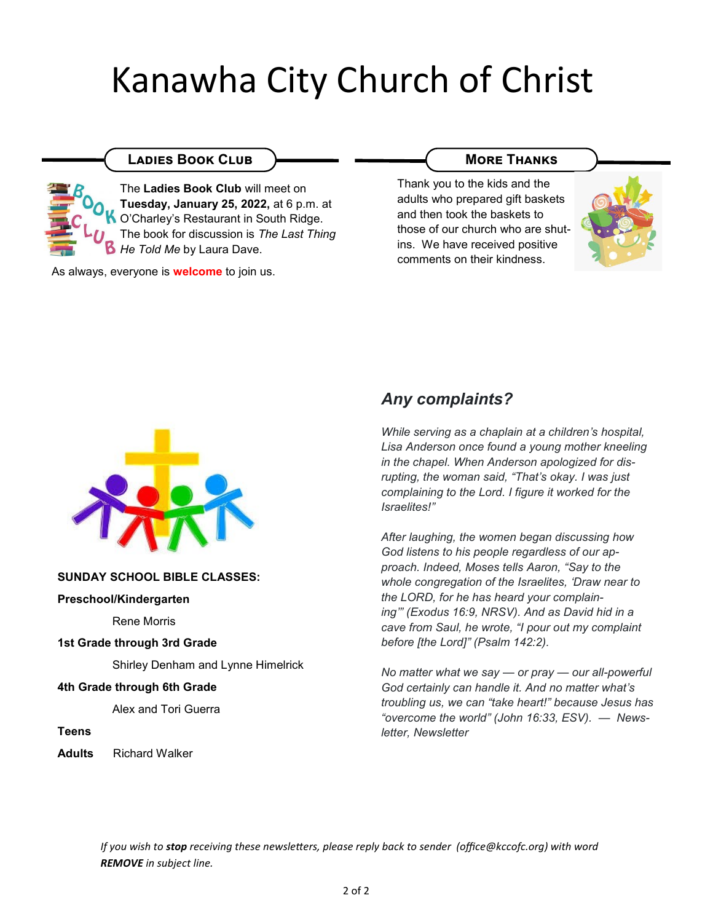# Kanawha City Church of Christ

## Ladies Book Club

The **Ladies Book Club** will meet on **Tuesday, January 25, 2022,** at 6 p.m. at O'Charley's Restaurant in South Ridge. The book for discussion is *The Last Thing He Told Me* by Laura Dave.

As always, everyone is **welcome** to join us.

## More Thanks

Thank you to the kids and the adults who prepared gift baskets and then took the baskets to those of our church who are shut-ins. We have received positive comments on their kindness.

**SUNDAY SCHOOL BIBLE CLASSES:**

**Preschool/Kindergarten**

Rene Morris

**1st Grade through 3rd Grade**

Shirley Denham and Lynne Himelrick

**4th Grade through 6th Grade**

Alex and Tori Guerra

**Teens**

**Adults** Richard Walker

## *Any complaints?*

*While serving as a chaplain at a children's hospital, Lisa Anderson once found a young mother kneeling in the chapel. When Anderson apologized for disrupting, the woman said, "That's okay. I was just complaining to the Lord. I figure it worked for the Israelites!"*

*After laughing, the women began discussing how God listens to his people regardless of our approach. Indeed, Moses tells Aaron, "Say to the whole congregation of the Israelites, 'Draw near to the LORD, for he has heard your complaining'" (Exodus 16:9, NRSV). And as David hid in a cave from Saul, he wrote, "I pour out my complaint before [the Lord]" (Psalm 142:2).*

*No matter what we say — or pray — our all-powerful God certainly can handle it. And no matter what's troubling us, we can "take heart!" because Jesus has "overcome the world" (John 16:33, ESV). — Newsletter, Newsletter*

*If you wish to **stop** receiving these newsletters, please reply back to sender (office@kccofc.org) with word **REMOVE** in subject line.*